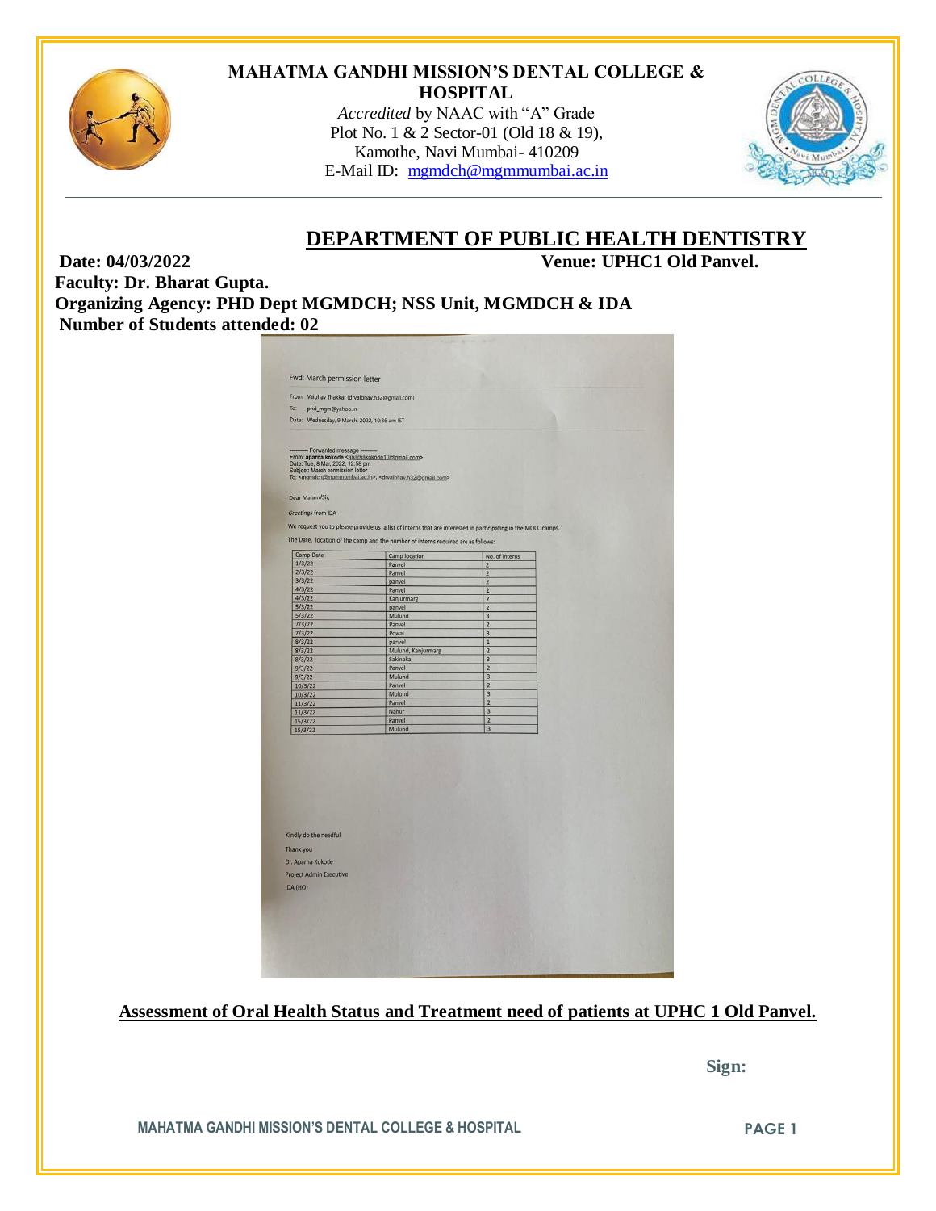# MAHATMA GANDHI MISSION'S DENTAL COLLEGE & HOSPITAL

*Accredited* by NAAC with "A" Grade
Plot No. 1 & 2 Sector-01 (Old 18 & 19),
Kamothe, Navi Mumbai- 410209
E-Mail ID: mgmdch@mgmmumbai.ac.in

## DEPARTMENT OF PUBLIC HEALTH DENTISTRY

**Date: 04/03/2022** **Venue: UPHC1 Old Panvel.**

**Faculty: Dr. Bharat Gupta.**

**Organizing Agency: PHD Dept MGMDCH; NSS Unit, MGMDCH & IDA**

**Number of Students attended: 02**

Fwd: March permission letter

From: Vaibhav Thakkar (drvaibhav.h32@gmail.com)
To: phd_mgm@yahoo.in
Date: Wednesday, 9 March, 2022, 10:36 am IST

---------- Forwarded message ---------
From: **aparna kokode** <aparnakokode10@gmail.com>
Date: Tue, 8 Mar, 2022, 12:58 pm
Subject: March permission letter
To: <mgmdch@mgmmumbai.ac.in>, <drvaibhav.h32@gmail.com>

Dear Ma'am/Sir,

*Greetings* from IDA

We request you to please provide us a list of interns that are interested in participating in the MOCC camps.

The Date, location of the camp and the number of interns required are as follows:

| Camp Date | Camp location | No. of interns |
|---|---|---|
| 1/3/22 | Panvel | 2 |
| 2/3/22 | Panvel | 2 |
| 3/3/22 | panvel | 2 |
| 4/3/22 | Panvel | 2 |
| 4/3/22 | Kanjurmarg | 2 |
| 5/3/22 | panvel | 2 |
| 5/3/22 | Mulund | 3 |
| 7/3/22 | Panvel | 2 |
| 7/3/22 | Powai | 3 |
| 8/3/22 | panvel | 1 |
| 8/3/22 | Mulund, Kanjurmarg | 2 |
| 8/3/22 | Sakinaka | 3 |
| 9/3/22 | Panvel | 2 |
| 9/3/22 | Mulund | 3 |
| 10/3/22 | Panvel | 2 |
| 10/3/22 | Mulund | 3 |
| 11/3/22 | Panvel | 2 |
| 11/3/22 | Nahur | 3 |
| 15/3/22 | Panvel | 2 |
| 15/3/22 | Mulund | 3 |

Kindly do the needful

Thank you

Dr. Aparna Kokode

Project Admin Executive

IDA (HO)

**Assessment of Oral Health Status and Treatment need of patients at UPHC 1 Old Panvel.**

**Sign:**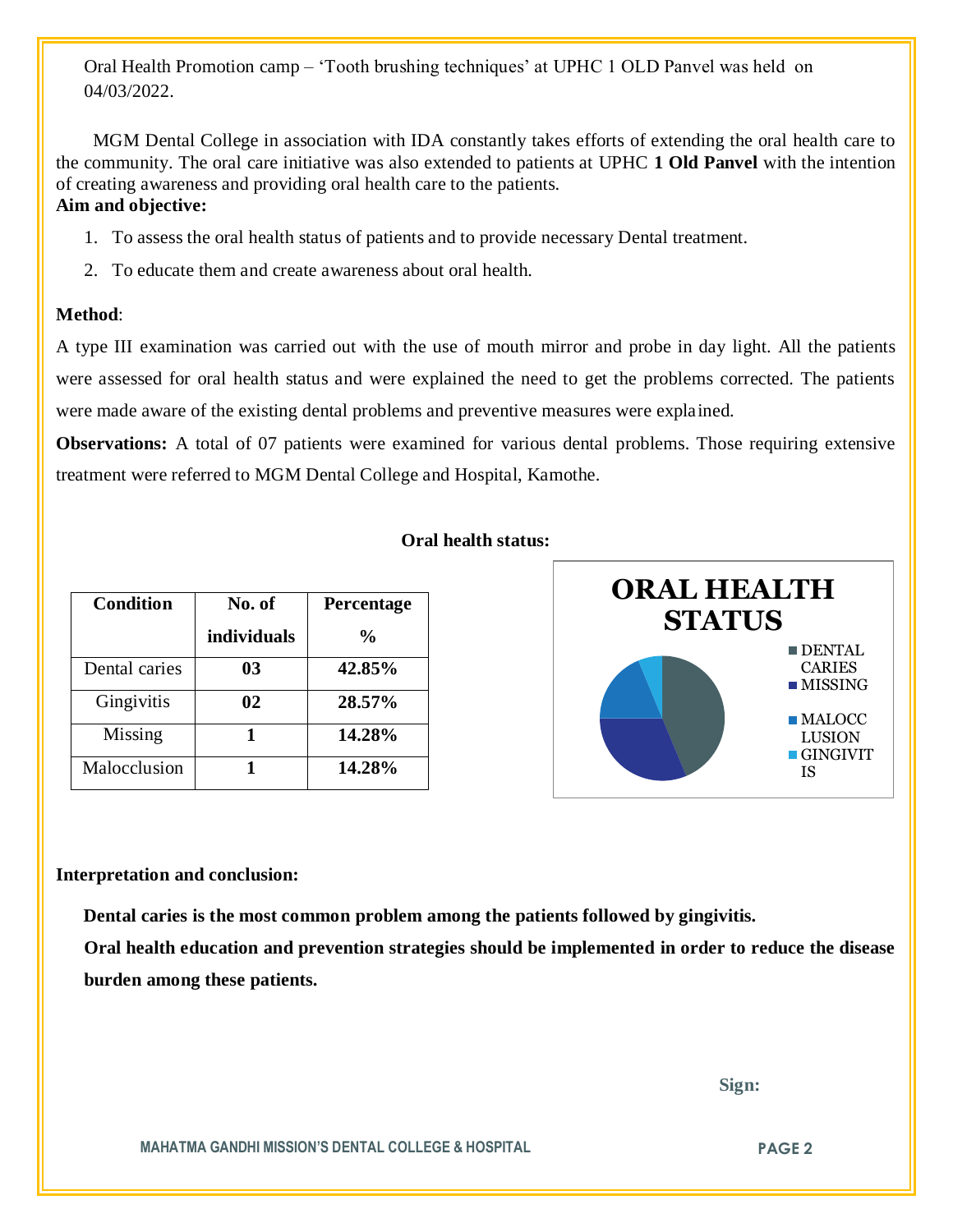Oral Health Promotion camp – 'Tooth brushing techniques' at UPHC 1 OLD Panvel was held on 04/03/2022.

MGM Dental College in association with IDA constantly takes efforts of extending the oral health care to the community. The oral care initiative was also extended to patients at UPHC **1 Old Panvel** with the intention of creating awareness and providing oral health care to the patients.

**Aim and objective:**

1. To assess the oral health status of patients and to provide necessary Dental treatment.
2. To educate them and create awareness about oral health.

**Method**:

A type III examination was carried out with the use of mouth mirror and probe in day light. All the patients were assessed for oral health status and were explained the need to get the problems corrected. The patients were made aware of the existing dental problems and preventive measures were explained.

**Observations:** A total of 07 patients were examined for various dental problems. Those requiring extensive treatment were referred to MGM Dental College and Hospital, Kamothe.

**Oral health status:**

| Condition | No. of individuals | Percentage % |
|---|---|---|
| Dental caries | **03** | **42.85%** |
| Gingivitis | **02** | **28.57%** |
| Missing | **1** | **14.28%** |
| Malocclusion | **1** | **14.28%** |

**ORAL HEALTH STATUS**

DENTAL CARIES, MISSING, MALOCCLUSION, GINGIVITIS

**Interpretation and conclusion:**

**Dental caries is the most common problem among the patients followed by gingivitis.**

**Oral health education and prevention strategies should be implemented in order to reduce the disease burden among these patients.**

**Sign:**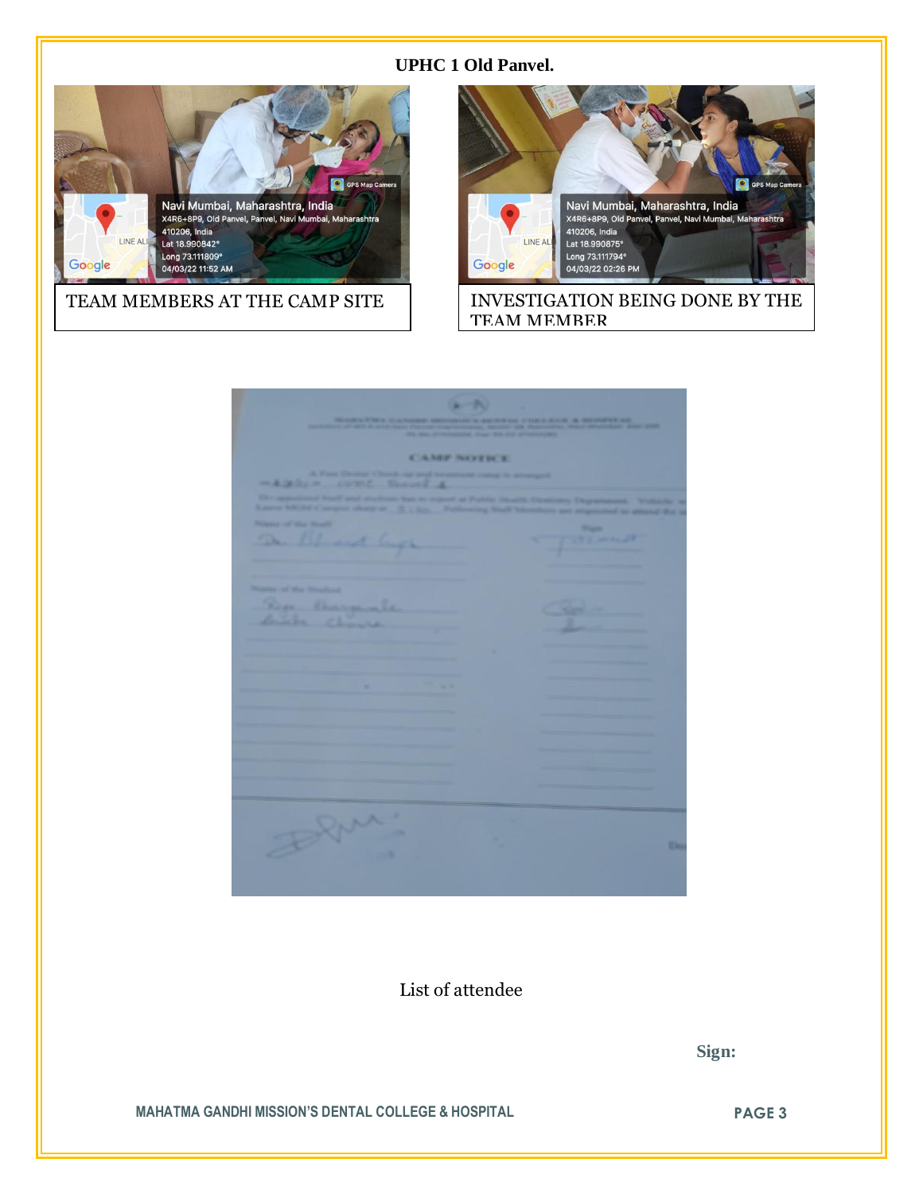**UPHC 1 Old Panvel.**

TEAM MEMBERS AT THE CAMP SITE

INVESTIGATION BEING DONE BY THE TEAM MEMBER

List of attendee

**Sign:**